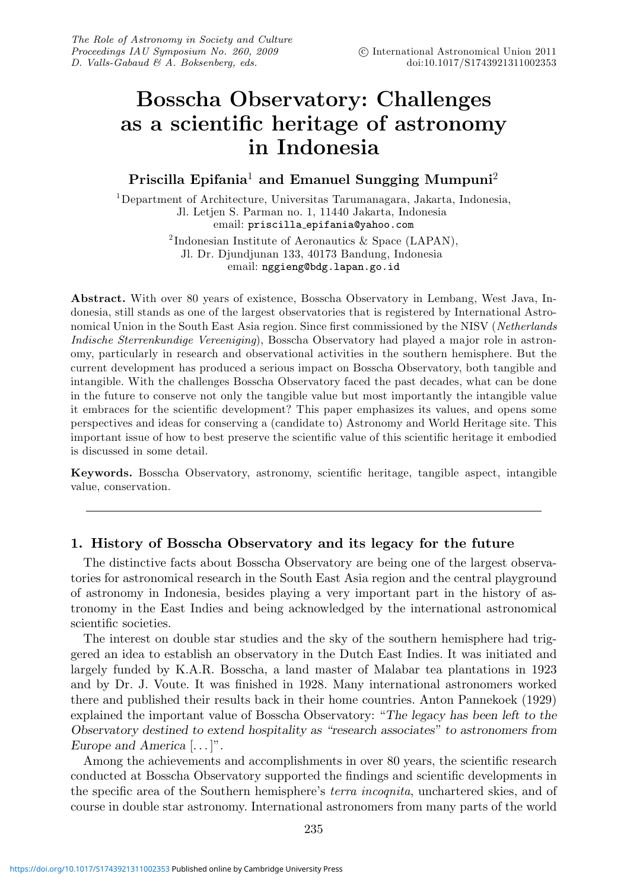# Bosscha Observatory: Challenges as a scientific heritage of astronomy in Indonesia

**Priscilla Epifania**[1] **and Emanuel Sungging Mumpuni**[2]

[1]Department of Architecture, Universitas Tarumanagara, Jakarta, Indonesia,
Jl. Letjen S. Parman no. 1, 11440 Jakarta, Indonesia
email: priscilla_epifania@yahoo.com

[2]Indonesian Institute of Aeronautics & Space (LAPAN),
Jl. Dr. Djundjunan 133, 40173 Bandung, Indonesia
email: nggieng@bdg.lapan.go.id

**Abstract.** With over 80 years of existence, Bosscha Observatory in Lembang, West Java, Indonesia, still stands as one of the largest observatories that is registered by International Astronomical Union in the South East Asia region. Since first commissioned by the NISV (*Netherlands Indische Sterrenkundige Vereeniging*), Bosscha Observatory had played a major role in astronomy, particularly in research and observational activities in the southern hemisphere. But the current development has produced a serious impact on Bosscha Observatory, both tangible and intangible. With the challenges Bosscha Observatory faced the past decades, what can be done in the future to conserve not only the tangible value but most importantly the intangible value it embraces for the scientific development? This paper emphasizes its values, and opens some perspectives and ideas for conserving a (candidate to) Astronomy and World Heritage site. This important issue of how to best preserve the scientific value of this scientific heritage it embodied is discussed in some detail.

**Keywords.** Bosscha Observatory, astronomy, scientific heritage, tangible aspect, intangible value, conservation.

## 1. History of Bosscha Observatory and its legacy for the future

The distinctive facts about Bosscha Observatory are being one of the largest observatories for astronomical research in the South East Asia region and the central playground of astronomy in Indonesia, besides playing a very important part in the history of astronomy in the East Indies and being acknowledged by the international astronomical scientific societies.

The interest on double star studies and the sky of the southern hemisphere had triggered an idea to establish an observatory in the Dutch East Indies. It was initiated and largely funded by K.A.R. Bosscha, a land master of Malabar tea plantations in 1923 and by Dr. J. Voute. It was finished in 1928. Many international astronomers worked there and published their results back in their home countries. Anton Pannekoek (1929) explained the important value of Bosscha Observatory: "*The legacy has been left to the Observatory destined to extend hospitality as "research associates" to astronomers from Europe and America* [...]".

Among the achievements and accomplishments in over 80 years, the scientific research conducted at Bosscha Observatory supported the findings and scientific developments in the specific area of the Southern hemisphere's *terra incognita*, unchartered skies, and of course in double star astronomy. International astronomers from many parts of the world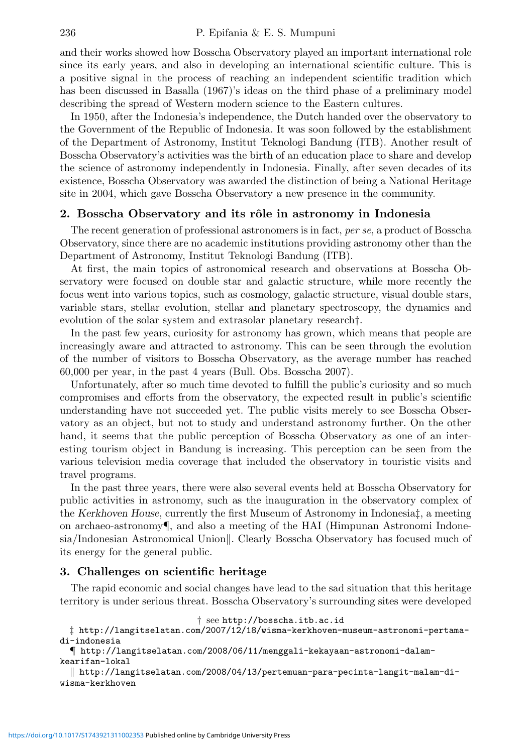and their works showed how Bosscha Observatory played an important international role since its early years, and also in developing an international scientific culture. This is a positive signal in the process of reaching an independent scientific tradition which has been discussed in Basalla (1967)'s ideas on the third phase of a preliminary model describing the spread of Western modern science to the Eastern cultures.

In 1950, after the Indonesia's independence, the Dutch handed over the observatory to the Government of the Republic of Indonesia. It was soon followed by the establishment of the Department of Astronomy, Institut Teknologi Bandung (ITB). Another result of Bosscha Observatory's activities was the birth of an education place to share and develop the science of astronomy independently in Indonesia. Finally, after seven decades of its existence, Bosscha Observatory was awarded the distinction of being a National Heritage site in 2004, which gave Bosscha Observatory a new presence in the community.

## 2. Bosscha Observatory and its rôle in astronomy in Indonesia

The recent generation of professional astronomers is in fact, *per se*, a product of Bosscha Observatory, since there are no academic institutions providing astronomy other than the Department of Astronomy, Institut Teknologi Bandung (ITB).

At first, the main topics of astronomical research and observations at Bosscha Observatory were focused on double star and galactic structure, while more recently the focus went into various topics, such as cosmology, galactic structure, visual double stars, variable stars, stellar evolution, stellar and planetary spectroscopy, the dynamics and evolution of the solar system and extrasolar planetary research†.

In the past few years, curiosity for astronomy has grown, which means that people are increasingly aware and attracted to astronomy. This can be seen through the evolution of the number of visitors to Bosscha Observatory, as the average number has reached 60,000 per year, in the past 4 years (Bull. Obs. Bosscha 2007).

Unfortunately, after so much time devoted to fulfill the public's curiosity and so much compromises and efforts from the observatory, the expected result in public's scientific understanding have not succeeded yet. The public visits merely to see Bosscha Observatory as an object, but not to study and understand astronomy further. On the other hand, it seems that the public perception of Bosscha Observatory as one of an interesting tourism object in Bandung is increasing. This perception can be seen from the various television media coverage that included the observatory in touristic visits and travel programs.

In the past three years, there were also several events held at Bosscha Observatory for public activities in astronomy, such as the inauguration in the observatory complex of the *Kerkhoven House*, currently the first Museum of Astronomy in Indonesia‡, a meeting on archaeo-astronomy¶, and also a meeting of the HAI (Himpunan Astronomi Indonesia/Indonesian Astronomical Union‖. Clearly Bosscha Observatory has focused much of its energy for the general public.

## 3. Challenges on scientific heritage

The rapid economic and social changes have lead to the sad situation that this heritage territory is under serious threat. Bosscha Observatory's surrounding sites were developed

† see http://bosscha.itb.ac.id

‡ http://langitselatan.com/2007/12/18/wisma-kerkhoven-museum-astronomi-pertama-di-indonesia

¶ http://langitselatan.com/2008/06/11/menggali-kekayaan-astronomi-dalam-kearifan-lokal

‖ http://langitselatan.com/2008/04/13/pertemuan-para-pecinta-langit-malam-di-wisma-kerkhoven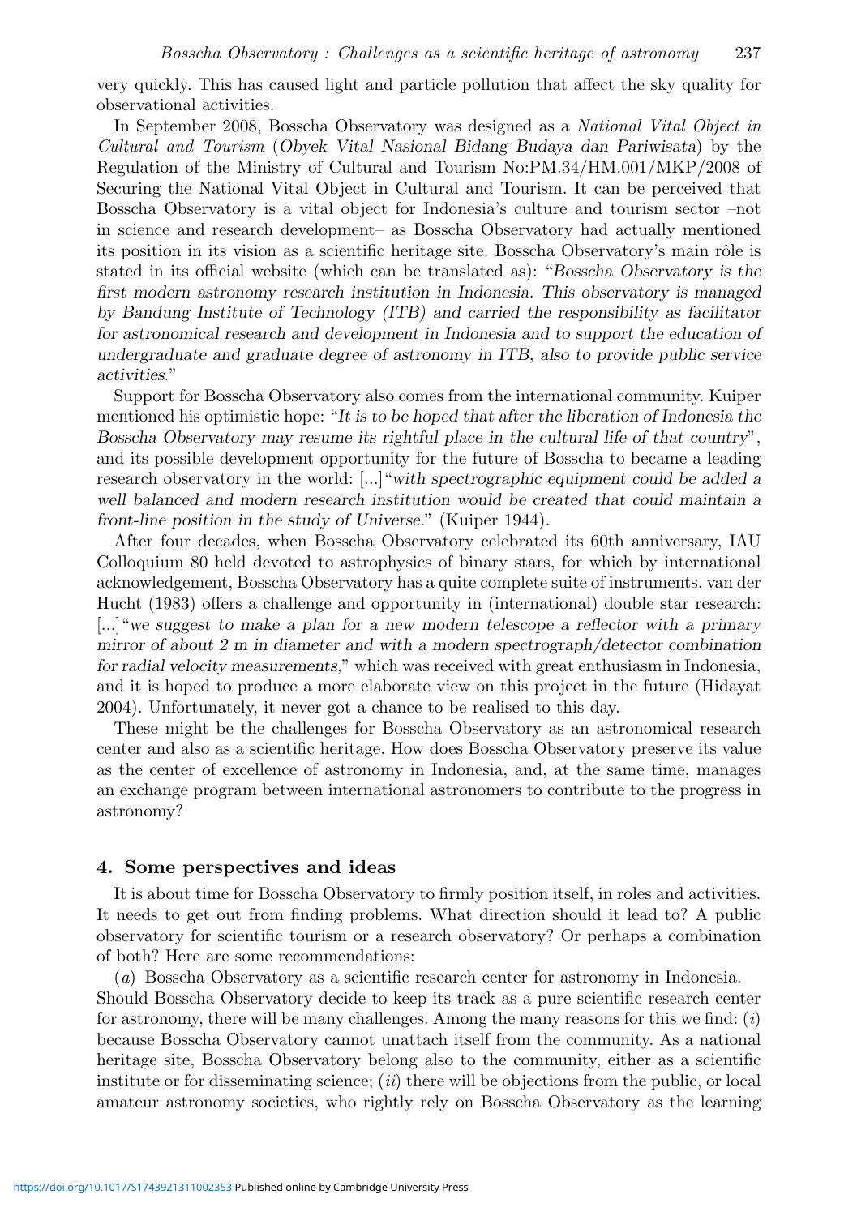very quickly. This has caused light and particle pollution that affect the sky quality for observational activities.

In September 2008, Bosscha Observatory was designed as a *National Vital Object in Cultural and Tourism* (*Obyek Vital Nasional Bidang Budaya dan Pariwisata*) by the Regulation of the Ministry of Cultural and Tourism No:PM.34/HM.001/MKP/2008 of Securing the National Vital Object in Cultural and Tourism. It can be perceived that Bosscha Observatory is a vital object for Indonesia's culture and tourism sector –not in science and research development– as Bosscha Observatory had actually mentioned its position in its vision as a scientific heritage site. Bosscha Observatory's main rôle is stated in its official website (which can be translated as): "*Bosscha Observatory is the first modern astronomy research institution in Indonesia. This observatory is managed by Bandung Institute of Technology (ITB) and carried the responsibility as facilitator for astronomical research and development in Indonesia and to support the education of undergraduate and graduate degree of astronomy in ITB, also to provide public service activities.*"

Support for Bosscha Observatory also comes from the international community. Kuiper mentioned his optimistic hope: "*It is to be hoped that after the liberation of Indonesia the Bosscha Observatory may resume its rightful place in the cultural life of that country*", and its possible development opportunity for the future of Bosscha to became a leading research observatory in the world: [...]"*with spectrographic equipment could be added a well balanced and modern research institution would be created that could maintain a front-line position in the study of Universe.*" (Kuiper 1944).

After four decades, when Bosscha Observatory celebrated its 60th anniversary, IAU Colloquium 80 held devoted to astrophysics of binary stars, for which by international acknowledgement, Bosscha Observatory has a quite complete suite of instruments. van der Hucht (1983) offers a challenge and opportunity in (international) double star research: [...]"*we suggest to make a plan for a new modern telescope a reflector with a primary mirror of about 2 m in diameter and with a modern spectrograph/detector combination for radial velocity measurements,*" which was received with great enthusiasm in Indonesia, and it is hoped to produce a more elaborate view on this project in the future (Hidayat 2004). Unfortunately, it never got a chance to be realised to this day.

These might be the challenges for Bosscha Observatory as an astronomical research center and also as a scientific heritage. How does Bosscha Observatory preserve its value as the center of excellence of astronomy in Indonesia, and, at the same time, manages an exchange program between international astronomers to contribute to the progress in astronomy?

## 4. Some perspectives and ideas

It is about time for Bosscha Observatory to firmly position itself, in roles and activities. It needs to get out from finding problems. What direction should it lead to? A public observatory for scientific tourism or a research observatory? Or perhaps a combination of both? Here are some recommendations:

(*a*) Bosscha Observatory as a scientific research center for astronomy in Indonesia. Should Bosscha Observatory decide to keep its track as a pure scientific research center for astronomy, there will be many challenges. Among the many reasons for this we find: (*i*) because Bosscha Observatory cannot unattach itself from the community. As a national heritage site, Bosscha Observatory belong also to the community, either as a scientific institute or for disseminating science; (*ii*) there will be objections from the public, or local amateur astronomy societies, who rightly rely on Bosscha Observatory as the learning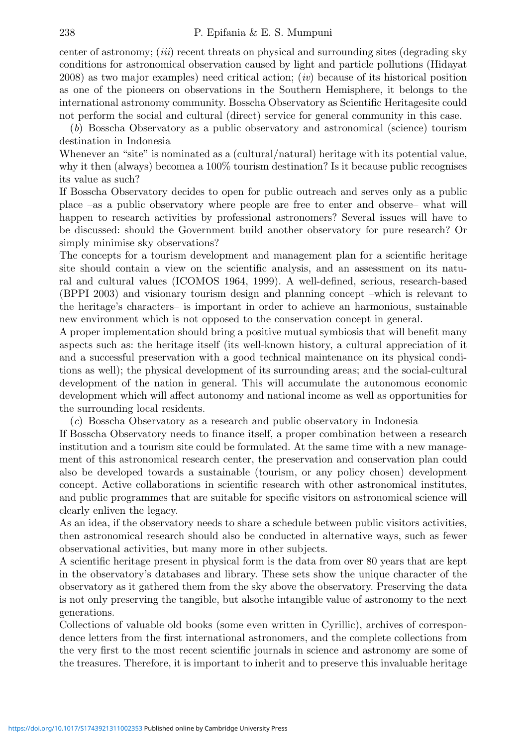center of astronomy; (*iii*) recent threats on physical and surrounding sites (degrading sky conditions for astronomical observation caused by light and particle pollutions (Hidayat 2008) as two major examples) need critical action; (*iv*) because of its historical position as one of the pioneers on observations in the Southern Hemisphere, it belongs to the international astronomy community. Bosscha Observatory as Scientific Heritagesite could not perform the social and cultural (direct) service for general community in this case.

(*b*) Bosscha Observatory as a public observatory and astronomical (science) tourism destination in Indonesia

Whenever an "site" is nominated as a (cultural/natural) heritage with its potential value, why it then (always) becomea a 100% tourism destination? Is it because public recognises its value as such?

If Bosscha Observatory decides to open for public outreach and serves only as a public place –as a public observatory where people are free to enter and observe– what will happen to research activities by professional astronomers? Several issues will have to be discussed: should the Government build another observatory for pure research? Or simply minimise sky observations?

The concepts for a tourism development and management plan for a scientific heritage site should contain a view on the scientific analysis, and an assessment on its natural and cultural values (ICOMOS 1964, 1999). A well-defined, serious, research-based (BPPI 2003) and visionary tourism design and planning concept –which is relevant to the heritage's characters– is important in order to achieve an harmonious, sustainable new environment which is not opposed to the conservation concept in general.

A proper implementation should bring a positive mutual symbiosis that will benefit many aspects such as: the heritage itself (its well-known history, a cultural appreciation of it and a successful preservation with a good technical maintenance on its physical conditions as well); the physical development of its surrounding areas; and the social-cultural development of the nation in general. This will accumulate the autonomous economic development which will affect autonomy and national income as well as opportunities for the surrounding local residents.

(*c*) Bosscha Observatory as a research and public observatory in Indonesia

If Bosscha Observatory needs to finance itself, a proper combination between a research institution and a tourism site could be formulated. At the same time with a new management of this astronomical research center, the preservation and conservation plan could also be developed towards a sustainable (tourism, or any policy chosen) development concept. Active collaborations in scientific research with other astronomical institutes, and public programmes that are suitable for specific visitors on astronomical science will clearly enliven the legacy.

As an idea, if the observatory needs to share a schedule between public visitors activities, then astronomical research should also be conducted in alternative ways, such as fewer observational activities, but many more in other subjects.

A scientific heritage present in physical form is the data from over 80 years that are kept in the observatory's databases and library. These sets show the unique character of the observatory as it gathered them from the sky above the observatory. Preserving the data is not only preserving the tangible, but alsothe intangible value of astronomy to the next generations.

Collections of valuable old books (some even written in Cyrillic), archives of correspondence letters from the first international astronomers, and the complete collections from the very first to the most recent scientific journals in science and astronomy are some of the treasures. Therefore, it is important to inherit and to preserve this invaluable heritage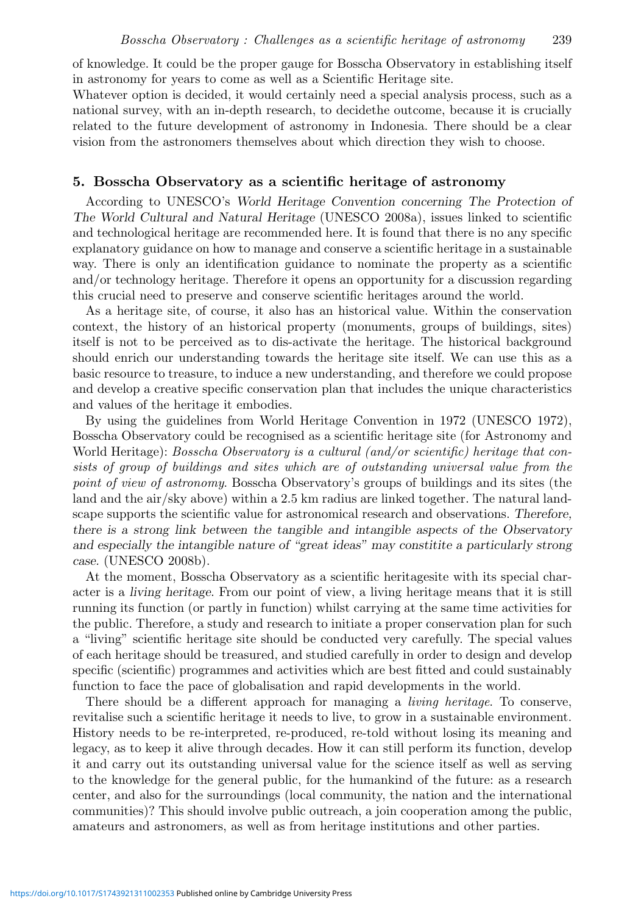of knowledge. It could be the proper gauge for Bosscha Observatory in establishing itself in astronomy for years to come as well as a Scientific Heritage site.

Whatever option is decided, it would certainly need a special analysis process, such as a national survey, with an in-depth research, to decidethe outcome, because it is crucially related to the future development of astronomy in Indonesia. There should be a clear vision from the astronomers themselves about which direction they wish to choose.

## 5. Bosscha Observatory as a scientific heritage of astronomy

According to UNESCO's *World Heritage Convention concerning The Protection of The World Cultural and Natural Heritage* (UNESCO 2008a), issues linked to scientific and technological heritage are recommended here. It is found that there is no any specific explanatory guidance on how to manage and conserve a scientific heritage in a sustainable way. There is only an identification guidance to nominate the property as a scientific and/or technology heritage. Therefore it opens an opportunity for a discussion regarding this crucial need to preserve and conserve scientific heritages around the world.

As a heritage site, of course, it also has an historical value. Within the conservation context, the history of an historical property (monuments, groups of buildings, sites) itself is not to be perceived as to dis-activate the heritage. The historical background should enrich our understanding towards the heritage site itself. We can use this as a basic resource to treasure, to induce a new understanding, and therefore we could propose and develop a creative specific conservation plan that includes the unique characteristics and values of the heritage it embodies.

By using the guidelines from World Heritage Convention in 1972 (UNESCO 1972), Bosscha Observatory could be recognised as a scientific heritage site (for Astronomy and World Heritage): *Bosscha Observatory is a cultural (and/or scientific) heritage that consists of group of buildings and sites which are of outstanding universal value from the point of view of astronomy*. Bosscha Observatory's groups of buildings and its sites (the land and the air/sky above) within a 2.5 km radius are linked together. The natural landscape supports the scientific value for astronomical research and observations. *Therefore, there is a strong link between the tangible and intangible aspects of the Observatory and especially the intangible nature of "great ideas" may constitite a particularly strong case*. (UNESCO 2008b).

At the moment, Bosscha Observatory as a scientific heritagesite with its special character is a *living heritage*. From our point of view, a living heritage means that it is still running its function (or partly in function) whilst carrying at the same time activities for the public. Therefore, a study and research to initiate a proper conservation plan for such a "living" scientific heritage site should be conducted very carefully. The special values of each heritage should be treasured, and studied carefully in order to design and develop specific (scientific) programmes and activities which are best fitted and could sustainably function to face the pace of globalisation and rapid developments in the world.

There should be a different approach for managing a *living heritage*. To conserve, revitalise such a scientific heritage it needs to live, to grow in a sustainable environment. History needs to be re-interpreted, re-produced, re-told without losing its meaning and legacy, as to keep it alive through decades. How it can still perform its function, develop it and carry out its outstanding universal value for the science itself as well as serving to the knowledge for the general public, for the humankind of the future: as a research center, and also for the surroundings (local community, the nation and the international communities)? This should involve public outreach, a join cooperation among the public, amateurs and astronomers, as well as from heritage institutions and other parties.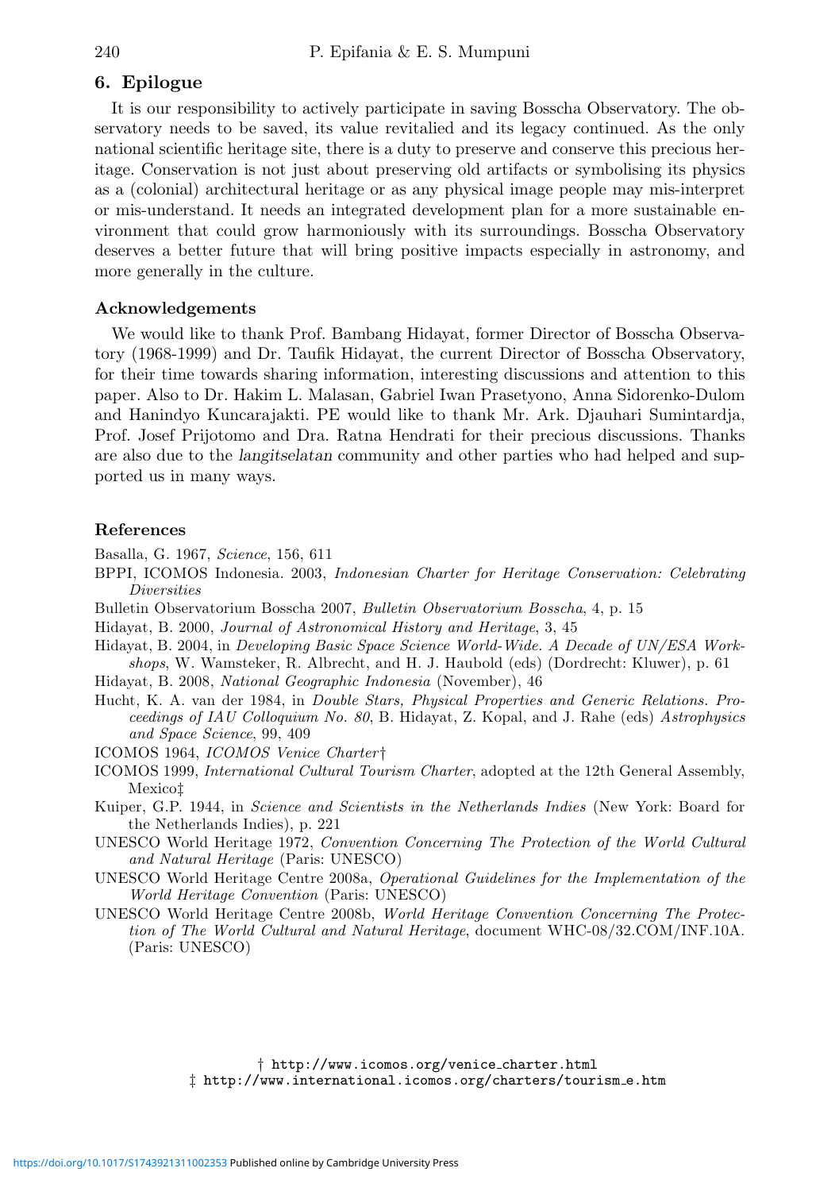## 6. Epilogue

It is our responsibility to actively participate in saving Bosscha Observatory. The observatory needs to be saved, its value revitalied and its legacy continued. As the only national scientific heritage site, there is a duty to preserve and conserve this precious heritage. Conservation is not just about preserving old artifacts or symbolising its physics as a (colonial) architectural heritage or as any physical image people may mis-interpret or mis-understand. It needs an integrated development plan for a more sustainable environment that could grow harmoniously with its surroundings. Bosscha Observatory deserves a better future that will bring positive impacts especially in astronomy, and more generally in the culture.

### Acknowledgements

We would like to thank Prof. Bambang Hidayat, former Director of Bosscha Observatory (1968-1999) and Dr. Taufik Hidayat, the current Director of Bosscha Observatory, for their time towards sharing information, interesting discussions and attention to this paper. Also to Dr. Hakim L. Malasan, Gabriel Iwan Prasetyono, Anna Sidorenko-Dulom and Hanindyo Kuncarajakti. PE would like to thank Mr. Ark. Djauhari Sumintardja, Prof. Josef Prijotomo and Dra. Ratna Hendrati for their precious discussions. Thanks are also due to the *langitselatan* community and other parties who had helped and supported us in many ways.

### References

Basalla, G. 1967, *Science*, 156, 611

BPPI, ICOMOS Indonesia. 2003, *Indonesian Charter for Heritage Conservation: Celebrating Diversities*

Bulletin Observatorium Bosscha 2007, *Bulletin Observatorium Bosscha*, 4, p. 15

Hidayat, B. 2000, *Journal of Astronomical History and Heritage*, 3, 45

Hidayat, B. 2004, in *Developing Basic Space Science World-Wide. A Decade of UN/ESA Workshops*, W. Wamsteker, R. Albrecht, and H. J. Haubold (eds) (Dordrecht: Kluwer), p. 61

Hidayat, B. 2008, *National Geographic Indonesia* (November), 46

Hucht, K. A. van der 1984, in *Double Stars, Physical Properties and Generic Relations. Proceedings of IAU Colloquium No. 80*, B. Hidayat, Z. Kopal, and J. Rahe (eds) *Astrophysics and Space Science*, 99, 409

ICOMOS 1964, *ICOMOS Venice Charter*†

ICOMOS 1999, *International Cultural Tourism Charter*, adopted at the 12th General Assembly, Mexico‡

Kuiper, G.P. 1944, in *Science and Scientists in the Netherlands Indies* (New York: Board for the Netherlands Indies), p. 221

UNESCO World Heritage 1972, *Convention Concerning The Protection of the World Cultural and Natural Heritage* (Paris: UNESCO)

UNESCO World Heritage Centre 2008a, *Operational Guidelines for the Implementation of the World Heritage Convention* (Paris: UNESCO)

UNESCO World Heritage Centre 2008b, *World Heritage Convention Concerning The Protection of The World Cultural and Natural Heritage*, document WHC-08/32.COM/INF.10A. (Paris: UNESCO)

† http://www.icomos.org/venice_charter.html
‡ http://www.international.icomos.org/charters/tourism_e.htm